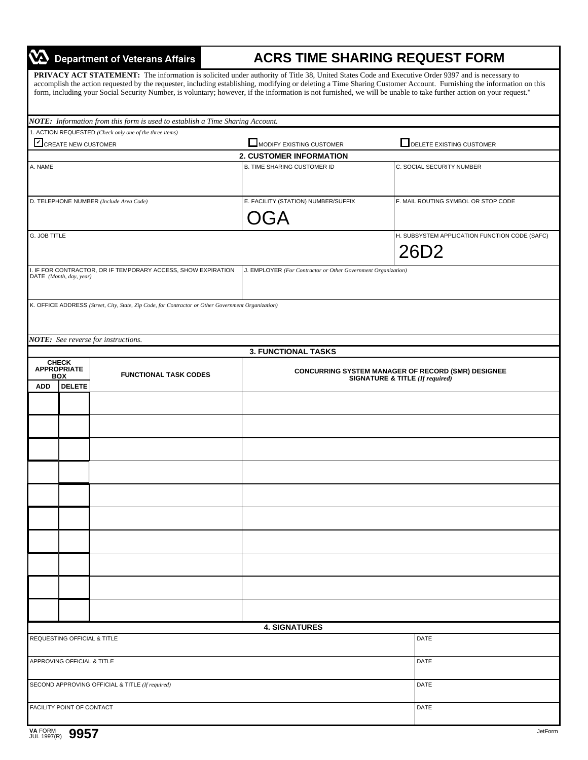# Department of Veterans Affairs

# ACRS TIME SHARING REQUEST FORM

**PRIVACY ACT STATEMENT:** The information is solicited under authority of Title 38, United States Code and Executive Order 9397 and is necessary to accomplish the action requested by the requester, including establishing, modifying or deleting a Time Sharing Customer Account. Furnishing the information on this form, including your Social Security Number, is voluntary; however, if the information is not furnished, we will be unable to take further action on your request."

***NOTE:** Information from this form is used to establish a Time Sharing Account.*

1. ACTION REQUESTED *(Check only one of the three items)*

- [x] CREATE NEW CUSTOMER
- [ ] MODIFY EXISTING CUSTOMER
- [ ] DELETE EXISTING CUSTOMER

## 2. CUSTOMER INFORMATION

| A. NAME | B. TIME SHARING CUSTOMER ID | C. SOCIAL SECURITY NUMBER |
|---|---|---|
| | | |

| D. TELEPHONE NUMBER *(Include Area Code)* | E. FACILITY (STATION) NUMBER/SUFFIX | F. MAIL ROUTING SYMBOL OR STOP CODE |
|---|---|---|
| | OGA | |

| G. JOB TITLE | H. SUBSYSTEM APPLICATION FUNCTION CODE (SAFC) |
|---|---|
| | 26D2 |

| I. IF FOR CONTRACTOR, OR IF TEMPORARY ACCESS, SHOW EXPIRATION DATE *(Month, day, year)* | J. EMPLOYER *(For Contractor or Other Government Organization)* |
|---|---|
| | |

K. OFFICE ADDRESS *(Street, City, State, Zip Code, for Contractor or Other Government Organization)*

***NOTE:** See reverse for instructions.*

## 3. FUNCTIONAL TASKS

| CHECK APPROPRIATE BOX | | FUNCTIONAL TASK CODES | CONCURRING SYSTEM MANAGER OF RECORD (SMR) DESIGNEE SIGNATURE & TITLE *(If required)* |
|---|---|---|---|
| ADD | DELETE | | |
| | | | |
| | | | |
| | | | |
| | | | |
| | | | |
| | | | |
| | | | |
| | | | |
| | | | |
| | | | |

## 4. SIGNATURES

| | |
|---|---|
| REQUESTING OFFICIAL & TITLE | DATE |
| APPROVING OFFICIAL & TITLE | DATE |
| SECOND APPROVING OFFICIAL & TITLE *(If required)* | DATE |
| FACILITY POINT OF CONTACT | DATE |

VA FORM JUL 1997(R) **9957**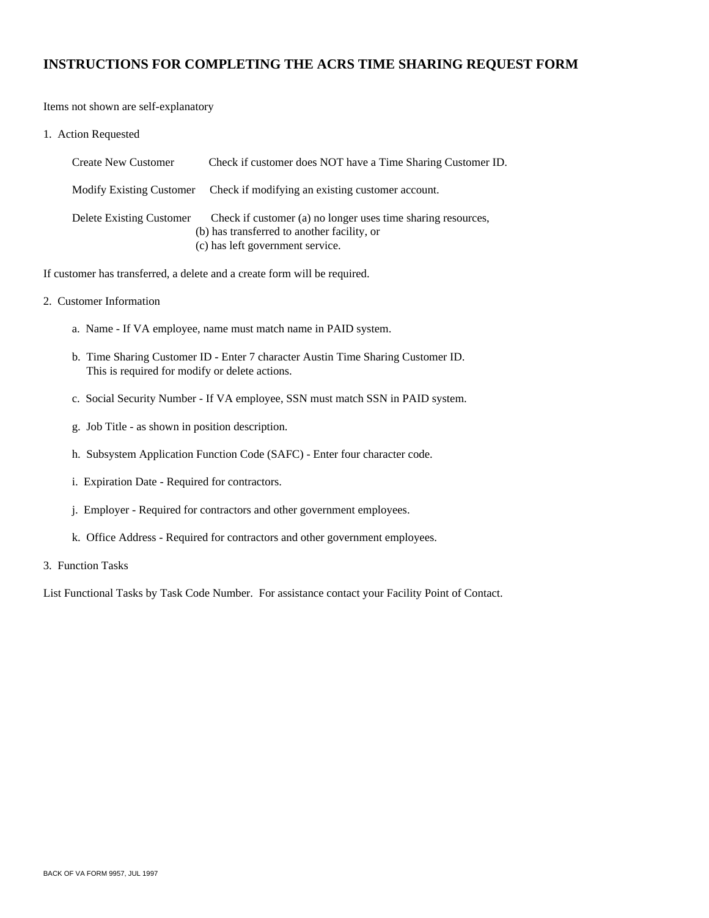## INSTRUCTIONS FOR COMPLETING THE ACRS TIME SHARING REQUEST FORM

Items not shown are self-explanatory

1. Action Requested

   Create New Customer — Check if customer does NOT have a Time Sharing Customer ID.

   Modify Existing Customer — Check if modifying an existing customer account.

   Delete Existing Customer — Check if customer (a) no longer uses time sharing resources,
   (b) has transferred to another facility, or
   (c) has left government service.

If customer has transferred, a delete and a create form will be required.

2. Customer Information

   a. Name - If VA employee, name must match name in PAID system.

   b. Time Sharing Customer ID - Enter 7 character Austin Time Sharing Customer ID.
   This is required for modify or delete actions.

   c. Social Security Number - If VA employee, SSN must match SSN in PAID system.

   g. Job Title - as shown in position description.

   h. Subsystem Application Function Code (SAFC) - Enter four character code.

   i. Expiration Date - Required for contractors.

   j. Employer - Required for contractors and other government employees.

   k. Office Address - Required for contractors and other government employees.

3. Function Tasks

List Functional Tasks by Task Code Number. For assistance contact your Facility Point of Contact.

BACK OF VA FORM 9957, JUL 1997